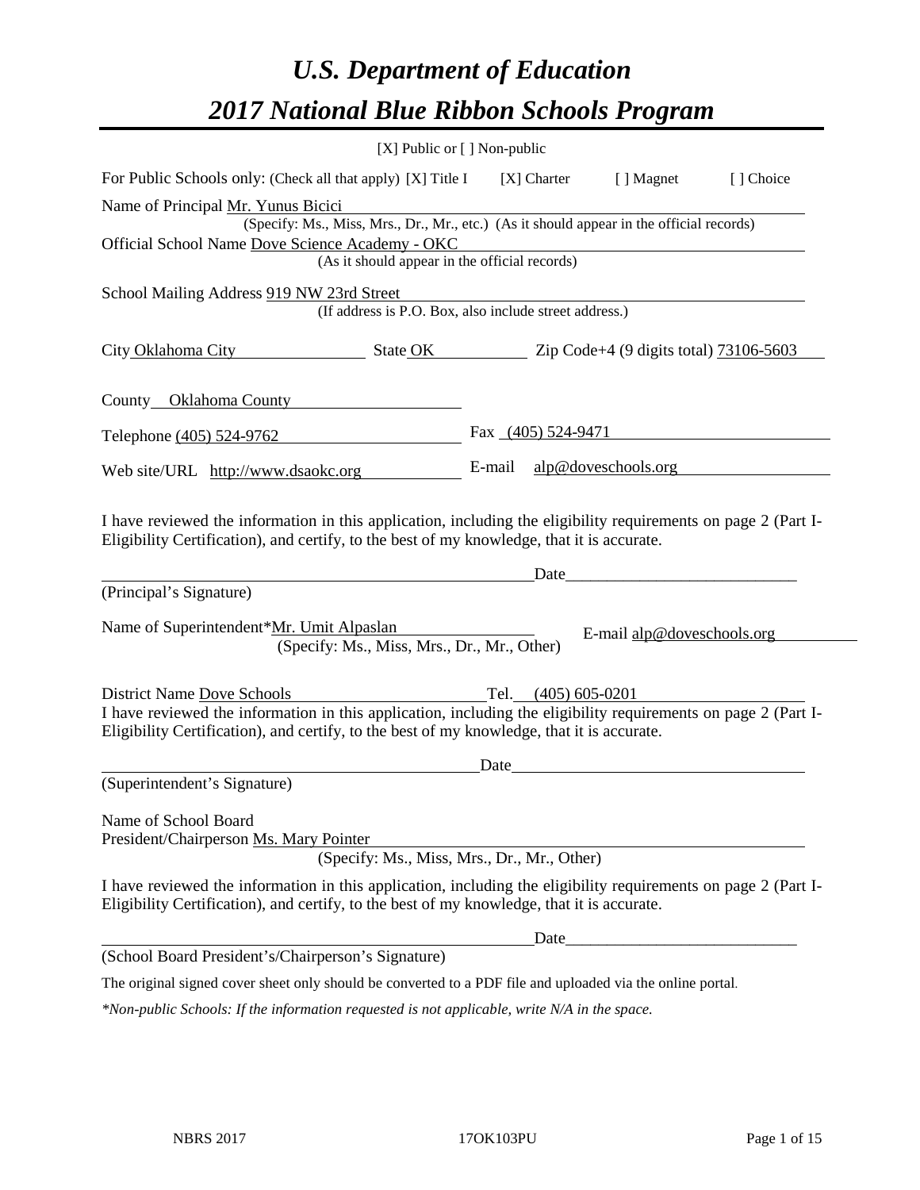# *U.S. Department of Education*

# *2017 National Blue Ribbon Schools Program*

[X] Public or [ ] Non-public

For Public Schools only: (Check all that apply) [X] Title I [X] Charter [ ] Magnet [ ] Choice

Name of Principal Mr. Yunus Bicici
(Specify: Ms., Miss, Mrs., Dr., Mr., etc.) (As it should appear in the official records)

Official School Name Dove Science Academy - OKC
(As it should appear in the official records)

School Mailing Address 919 NW 23rd Street
(If address is P.O. Box, also include street address.)

City Oklahoma City State OK Zip Code+4 (9 digits total) 73106-5603

County Oklahoma County

Telephone (405) 524-9762 Fax (405) 524-9471

Web site/URL http://www.dsaokc.org E-mail alp@doveschools.org

I have reviewed the information in this application, including the eligibility requirements on page 2 (Part I-Eligibility Certification), and certify, to the best of my knowledge, that it is accurate.

_______________________________________ Date_____________________

(Principal's Signature)

Name of Superintendent*Mr. Umit Alpaslan E-mail alp@doveschools.org
(Specify: Ms., Miss, Mrs., Dr., Mr., Other)

District Name Dove Schools Tel. (405) 605-0201

I have reviewed the information in this application, including the eligibility requirements on page 2 (Part I-Eligibility Certification), and certify, to the best of my knowledge, that it is accurate.

_______________________________________ Date_____________________

(Superintendent's Signature)

Name of School Board
President/Chairperson Ms. Mary Pointer
(Specify: Ms., Miss, Mrs., Dr., Mr., Other)

I have reviewed the information in this application, including the eligibility requirements on page 2 (Part I-Eligibility Certification), and certify, to the best of my knowledge, that it is accurate.

_______________________________________ Date_____________________

(School Board President's/Chairperson's Signature)

The original signed cover sheet only should be converted to a PDF file and uploaded via the online portal.

*\*Non-public Schools: If the information requested is not applicable, write N/A in the space.*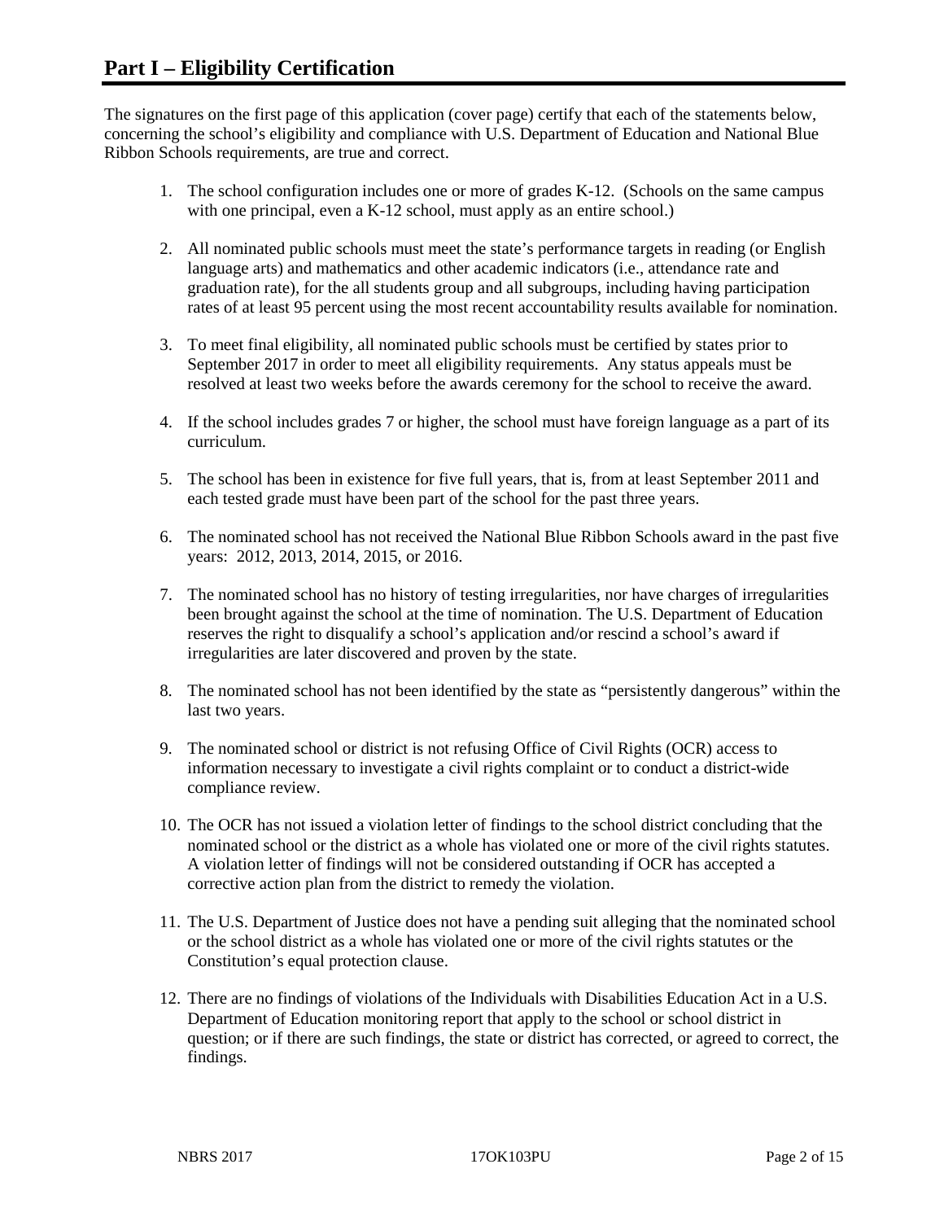# Part I – Eligibility Certification

The signatures on the first page of this application (cover page) certify that each of the statements below, concerning the school's eligibility and compliance with U.S. Department of Education and National Blue Ribbon Schools requirements, are true and correct.

1. The school configuration includes one or more of grades K-12. (Schools on the same campus with one principal, even a K-12 school, must apply as an entire school.)
2. All nominated public schools must meet the state's performance targets in reading (or English language arts) and mathematics and other academic indicators (i.e., attendance rate and graduation rate), for the all students group and all subgroups, including having participation rates of at least 95 percent using the most recent accountability results available for nomination.
3. To meet final eligibility, all nominated public schools must be certified by states prior to September 2017 in order to meet all eligibility requirements. Any status appeals must be resolved at least two weeks before the awards ceremony for the school to receive the award.
4. If the school includes grades 7 or higher, the school must have foreign language as a part of its curriculum.
5. The school has been in existence for five full years, that is, from at least September 2011 and each tested grade must have been part of the school for the past three years.
6. The nominated school has not received the National Blue Ribbon Schools award in the past five years: 2012, 2013, 2014, 2015, or 2016.
7. The nominated school has no history of testing irregularities, nor have charges of irregularities been brought against the school at the time of nomination. The U.S. Department of Education reserves the right to disqualify a school's application and/or rescind a school's award if irregularities are later discovered and proven by the state.
8. The nominated school has not been identified by the state as "persistently dangerous" within the last two years.
9. The nominated school or district is not refusing Office of Civil Rights (OCR) access to information necessary to investigate a civil rights complaint or to conduct a district-wide compliance review.
10. The OCR has not issued a violation letter of findings to the school district concluding that the nominated school or the district as a whole has violated one or more of the civil rights statutes. A violation letter of findings will not be considered outstanding if OCR has accepted a corrective action plan from the district to remedy the violation.
11. The U.S. Department of Justice does not have a pending suit alleging that the nominated school or the school district as a whole has violated one or more of the civil rights statutes or the Constitution's equal protection clause.
12. There are no findings of violations of the Individuals with Disabilities Education Act in a U.S. Department of Education monitoring report that apply to the school or school district in question; or if there are such findings, the state or district has corrected, or agreed to correct, the findings.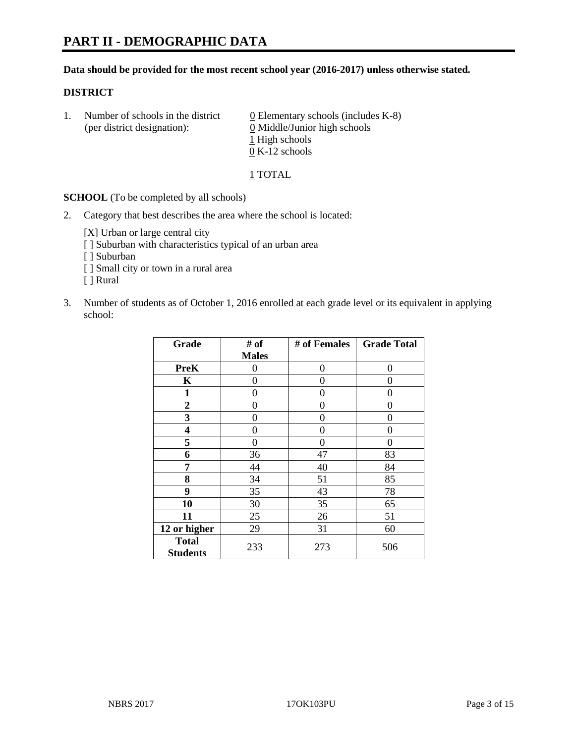# PART II - DEMOGRAPHIC DATA

**Data should be provided for the most recent school year (2016-2017) unless otherwise stated.**

**DISTRICT**

1. Number of schools in the district (per district designation):
   0 Elementary schools (includes K-8)
   0 Middle/Junior high schools
   1 High schools
   0 K-12 schools

   1 TOTAL

**SCHOOL** (To be completed by all schools)

2. Category that best describes the area where the school is located:

   [X] Urban or large central city
   [ ] Suburban with characteristics typical of an urban area
   [ ] Suburban
   [ ] Small city or town in a rural area
   [ ] Rural

3. Number of students as of October 1, 2016 enrolled at each grade level or its equivalent in applying school:

| Grade | # of Males | # of Females | Grade Total |
|---|---|---|---|
| **PreK** | 0 | 0 | 0 |
| **K** | 0 | 0 | 0 |
| **1** | 0 | 0 | 0 |
| **2** | 0 | 0 | 0 |
| **3** | 0 | 0 | 0 |
| **4** | 0 | 0 | 0 |
| **5** | 0 | 0 | 0 |
| **6** | 36 | 47 | 83 |
| **7** | 44 | 40 | 84 |
| **8** | 34 | 51 | 85 |
| **9** | 35 | 43 | 78 |
| **10** | 30 | 35 | 65 |
| **11** | 25 | 26 | 51 |
| **12 or higher** | 29 | 31 | 60 |
| **Total Students** | 233 | 273 | 506 |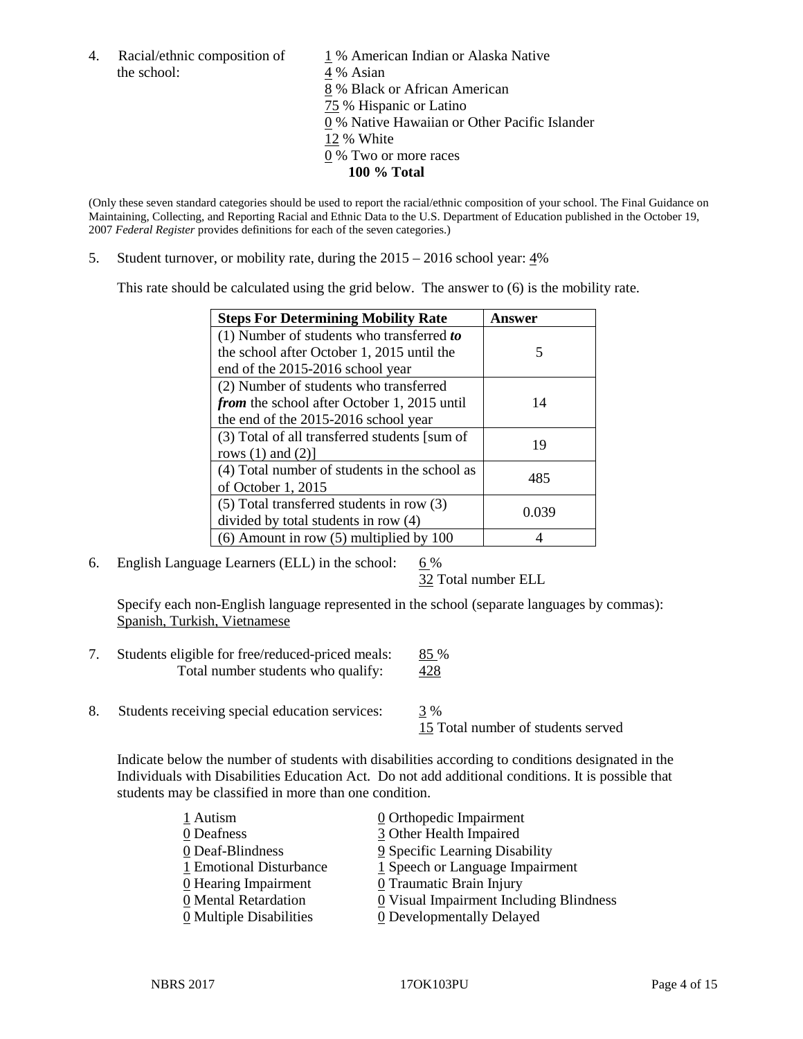4. Racial/ethnic composition of the school:

1 % American Indian or Alaska Native
4 % Asian
8 % Black or African American
75 % Hispanic or Latino
0 % Native Hawaiian or Other Pacific Islander
12 % White
0 % Two or more races
**100 % Total**

(Only these seven standard categories should be used to report the racial/ethnic composition of your school. The Final Guidance on Maintaining, Collecting, and Reporting Racial and Ethnic Data to the U.S. Department of Education published in the October 19, 2007 *Federal Register* provides definitions for each of the seven categories.)

5. Student turnover, or mobility rate, during the 2015 – 2016 school year: 4%

This rate should be calculated using the grid below. The answer to (6) is the mobility rate.

| Steps For Determining Mobility Rate | Answer |
|---|---|
| (1) Number of students who transferred ***to*** the school after October 1, 2015 until the end of the 2015-2016 school year | 5 |
| (2) Number of students who transferred ***from*** the school after October 1, 2015 until the end of the 2015-2016 school year | 14 |
| (3) Total of all transferred students [sum of rows (1) and (2)] | 19 |
| (4) Total number of students in the school as of October 1, 2015 | 485 |
| (5) Total transferred students in row (3) divided by total students in row (4) | 0.039 |
| (6) Amount in row (5) multiplied by 100 | 4 |

6. English Language Learners (ELL) in the school: 6 %
32 Total number ELL

Specify each non-English language represented in the school (separate languages by commas):
Spanish, Turkish, Vietnamese

7. Students eligible for free/reduced-priced meals: 85 %
Total number students who qualify: 428

8. Students receiving special education services: 3 %
15 Total number of students served

Indicate below the number of students with disabilities according to conditions designated in the Individuals with Disabilities Education Act. Do not add additional conditions. It is possible that students may be classified in more than one condition.

1 Autism
0 Deafness
0 Deaf-Blindness
1 Emotional Disturbance
0 Hearing Impairment
0 Mental Retardation
0 Multiple Disabilities
0 Orthopedic Impairment
3 Other Health Impaired
9 Specific Learning Disability
1 Speech or Language Impairment
0 Traumatic Brain Injury
0 Visual Impairment Including Blindness
0 Developmentally Delayed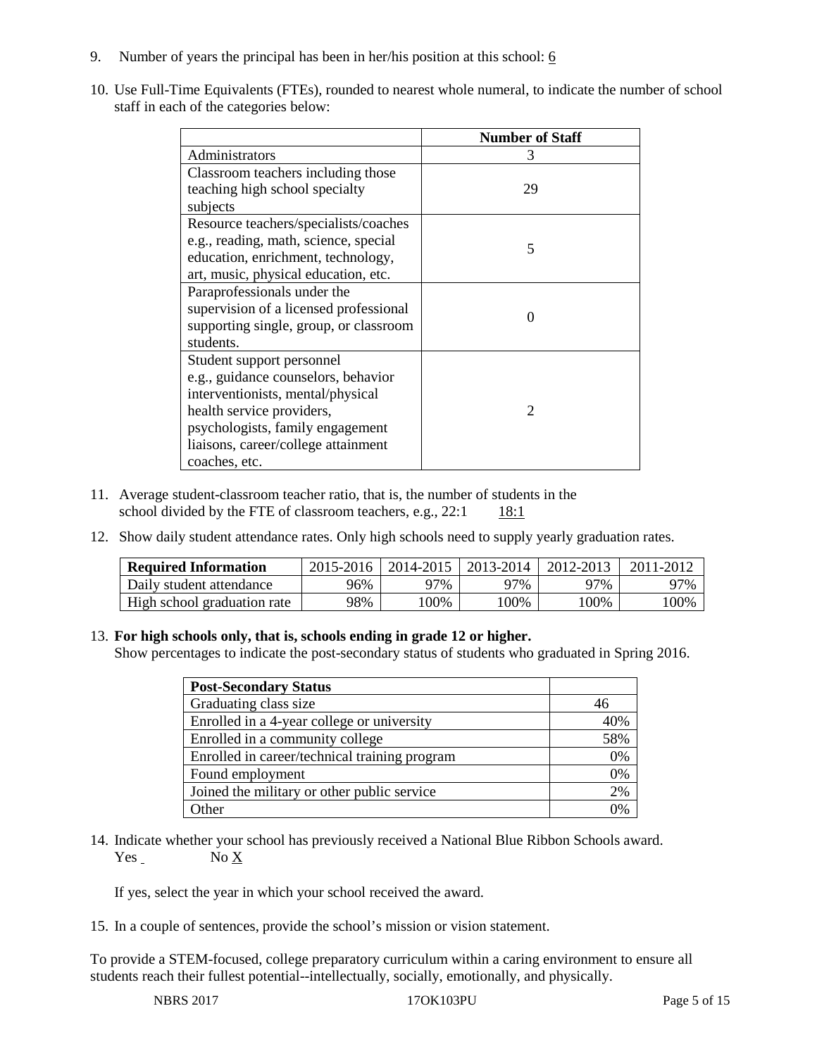9. Number of years the principal has been in her/his position at this school: 6

10. Use Full-Time Equivalents (FTEs), rounded to nearest whole numeral, to indicate the number of school staff in each of the categories below:

| | Number of Staff |
|---|---|
| Administrators | 3 |
| Classroom teachers including those teaching high school specialty subjects | 29 |
| Resource teachers/specialists/coaches e.g., reading, math, science, special education, enrichment, technology, art, music, physical education, etc. | 5 |
| Paraprofessionals under the supervision of a licensed professional supporting single, group, or classroom students. | 0 |
| Student support personnel e.g., guidance counselors, behavior interventionists, mental/physical health service providers, psychologists, family engagement liaisons, career/college attainment coaches, etc. | 2 |

11. Average student-classroom teacher ratio, that is, the number of students in the school divided by the FTE of classroom teachers, e.g., 22:1 18:1

12. Show daily student attendance rates. Only high schools need to supply yearly graduation rates.

| Required Information | 2015-2016 | 2014-2015 | 2013-2014 | 2012-2013 | 2011-2012 |
|---|---|---|---|---|---|
| Daily student attendance | 96% | 97% | 97% | 97% | 97% |
| High school graduation rate | 98% | 100% | 100% | 100% | 100% |

13. **For high schools only, that is, schools ending in grade 12 or higher.**
Show percentages to indicate the post-secondary status of students who graduated in Spring 2016.

| Post-Secondary Status | |
|---|---|
| Graduating class size | 46 |
| Enrolled in a 4-year college or university | 40% |
| Enrolled in a community college | 58% |
| Enrolled in career/technical training program | 0% |
| Found employment | 0% |
| Joined the military or other public service | 2% |
| Other | 0% |

14. Indicate whether your school has previously received a National Blue Ribbon Schools award.
Yes No X

If yes, select the year in which your school received the award.

15. In a couple of sentences, provide the school's mission or vision statement.

To provide a STEM-focused, college preparatory curriculum within a caring environment to ensure all students reach their fullest potential--intellectually, socially, emotionally, and physically.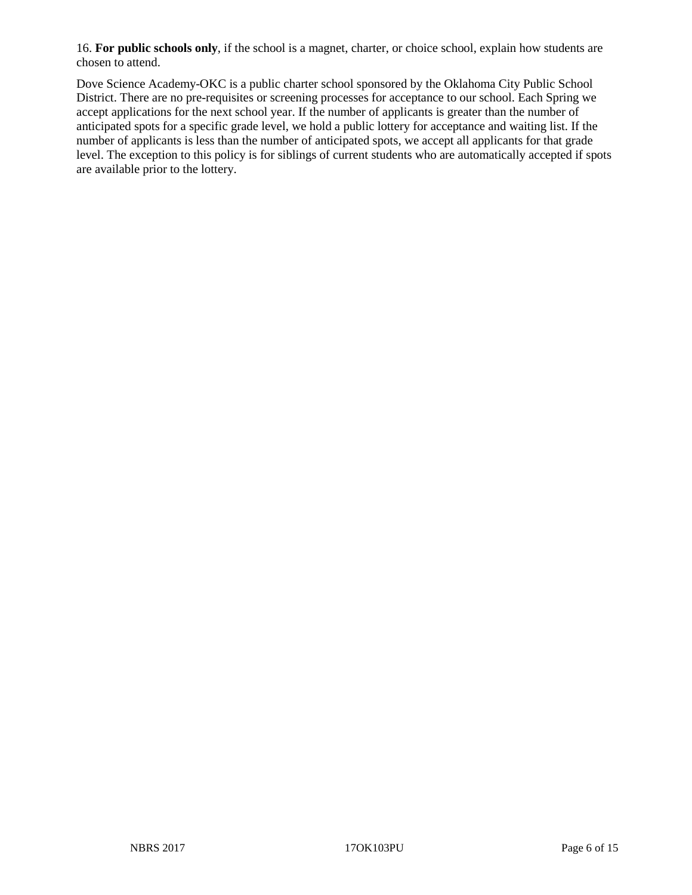16. **For public schools only**, if the school is a magnet, charter, or choice school, explain how students are chosen to attend.

Dove Science Academy-OKC is a public charter school sponsored by the Oklahoma City Public School District. There are no pre-requisites or screening processes for acceptance to our school. Each Spring we accept applications for the next school year. If the number of applicants is greater than the number of anticipated spots for a specific grade level, we hold a public lottery for acceptance and waiting list. If the number of applicants is less than the number of anticipated spots, we accept all applicants for that grade level. The exception to this policy is for siblings of current students who are automatically accepted if spots are available prior to the lottery.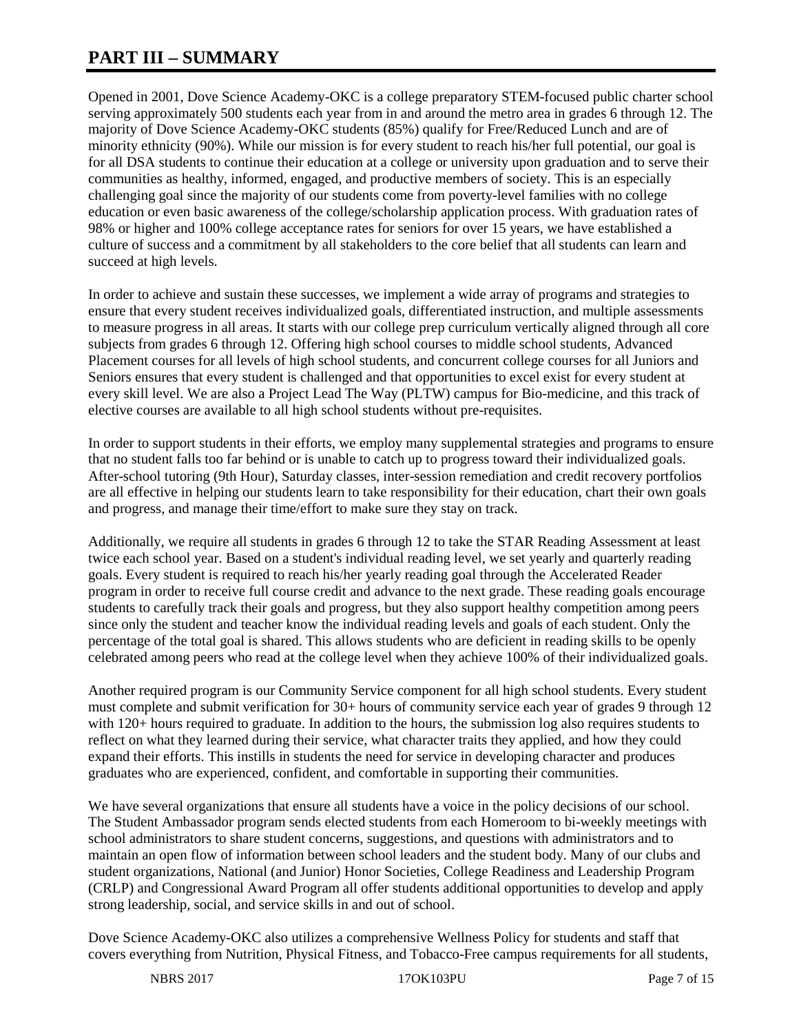# PART III – SUMMARY

Opened in 2001, Dove Science Academy-OKC is a college preparatory STEM-focused public charter school serving approximately 500 students each year from in and around the metro area in grades 6 through 12. The majority of Dove Science Academy-OKC students (85%) qualify for Free/Reduced Lunch and are of minority ethnicity (90%). While our mission is for every student to reach his/her full potential, our goal is for all DSA students to continue their education at a college or university upon graduation and to serve their communities as healthy, informed, engaged, and productive members of society. This is an especially challenging goal since the majority of our students come from poverty-level families with no college education or even basic awareness of the college/scholarship application process. With graduation rates of 98% or higher and 100% college acceptance rates for seniors for over 15 years, we have established a culture of success and a commitment by all stakeholders to the core belief that all students can learn and succeed at high levels.

In order to achieve and sustain these successes, we implement a wide array of programs and strategies to ensure that every student receives individualized goals, differentiated instruction, and multiple assessments to measure progress in all areas. It starts with our college prep curriculum vertically aligned through all core subjects from grades 6 through 12. Offering high school courses to middle school students, Advanced Placement courses for all levels of high school students, and concurrent college courses for all Juniors and Seniors ensures that every student is challenged and that opportunities to excel exist for every student at every skill level. We are also a Project Lead The Way (PLTW) campus for Bio-medicine, and this track of elective courses are available to all high school students without pre-requisites.

In order to support students in their efforts, we employ many supplemental strategies and programs to ensure that no student falls too far behind or is unable to catch up to progress toward their individualized goals. After-school tutoring (9th Hour), Saturday classes, inter-session remediation and credit recovery portfolios are all effective in helping our students learn to take responsibility for their education, chart their own goals and progress, and manage their time/effort to make sure they stay on track.

Additionally, we require all students in grades 6 through 12 to take the STAR Reading Assessment at least twice each school year. Based on a student's individual reading level, we set yearly and quarterly reading goals. Every student is required to reach his/her yearly reading goal through the Accelerated Reader program in order to receive full course credit and advance to the next grade. These reading goals encourage students to carefully track their goals and progress, but they also support healthy competition among peers since only the student and teacher know the individual reading levels and goals of each student. Only the percentage of the total goal is shared. This allows students who are deficient in reading skills to be openly celebrated among peers who read at the college level when they achieve 100% of their individualized goals.

Another required program is our Community Service component for all high school students. Every student must complete and submit verification for 30+ hours of community service each year of grades 9 through 12 with 120+ hours required to graduate. In addition to the hours, the submission log also requires students to reflect on what they learned during their service, what character traits they applied, and how they could expand their efforts. This instills in students the need for service in developing character and produces graduates who are experienced, confident, and comfortable in supporting their communities.

We have several organizations that ensure all students have a voice in the policy decisions of our school. The Student Ambassador program sends elected students from each Homeroom to bi-weekly meetings with school administrators to share student concerns, suggestions, and questions with administrators and to maintain an open flow of information between school leaders and the student body. Many of our clubs and student organizations, National (and Junior) Honor Societies, College Readiness and Leadership Program (CRLP) and Congressional Award Program all offer students additional opportunities to develop and apply strong leadership, social, and service skills in and out of school.

Dove Science Academy-OKC also utilizes a comprehensive Wellness Policy for students and staff that covers everything from Nutrition, Physical Fitness, and Tobacco-Free campus requirements for all students,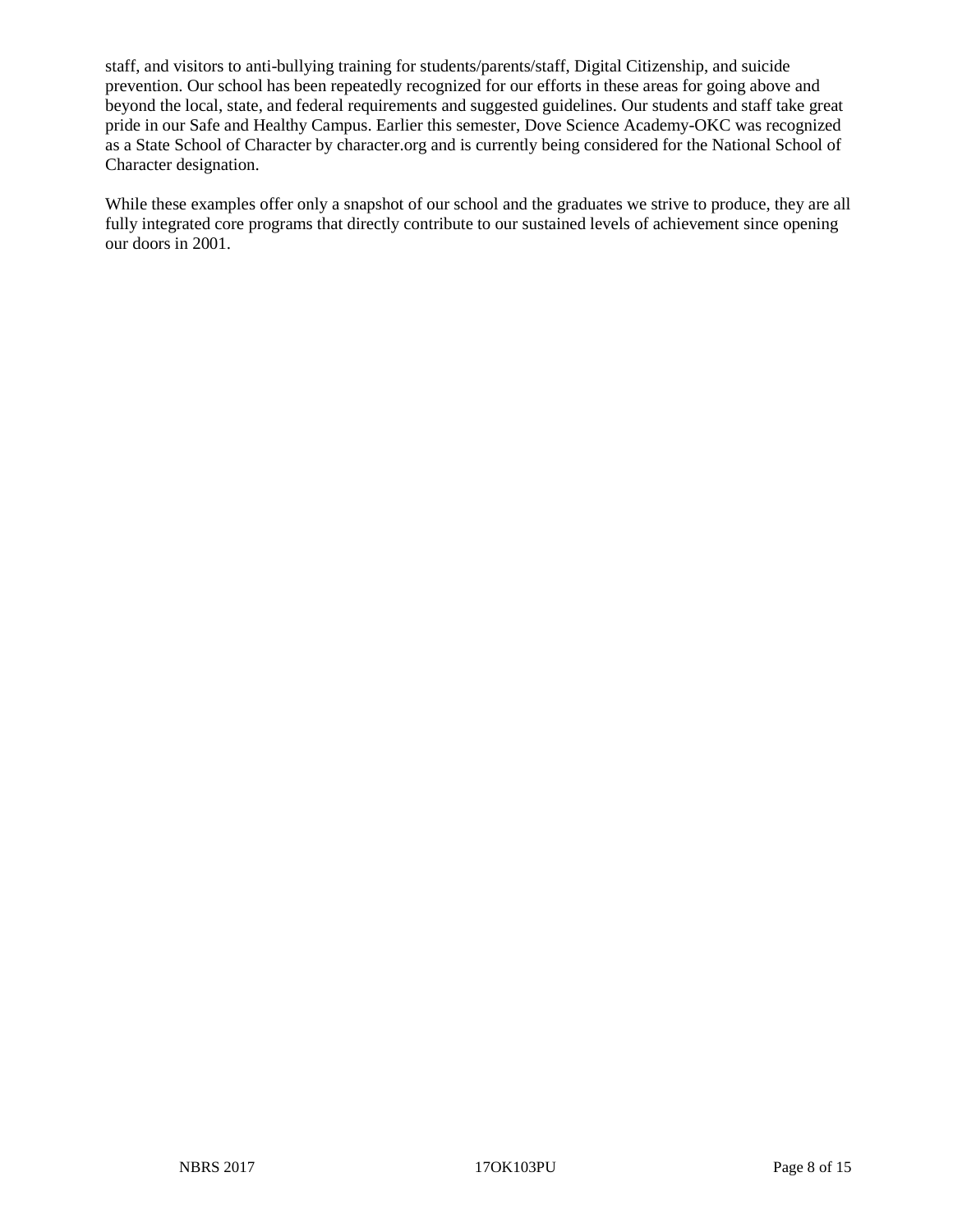staff, and visitors to anti-bullying training for students/parents/staff, Digital Citizenship, and suicide prevention. Our school has been repeatedly recognized for our efforts in these areas for going above and beyond the local, state, and federal requirements and suggested guidelines. Our students and staff take great pride in our Safe and Healthy Campus. Earlier this semester, Dove Science Academy-OKC was recognized as a State School of Character by character.org and is currently being considered for the National School of Character designation.

While these examples offer only a snapshot of our school and the graduates we strive to produce, they are all fully integrated core programs that directly contribute to our sustained levels of achievement since opening our doors in 2001.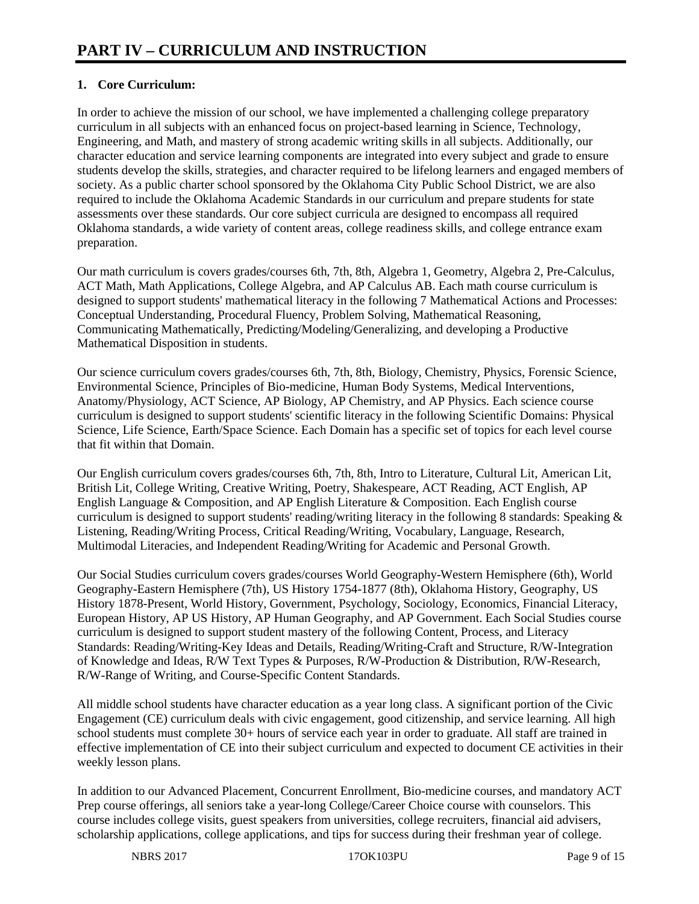# PART IV – CURRICULUM AND INSTRUCTION

**1. Core Curriculum:**

In order to achieve the mission of our school, we have implemented a challenging college preparatory curriculum in all subjects with an enhanced focus on project-based learning in Science, Technology, Engineering, and Math, and mastery of strong academic writing skills in all subjects. Additionally, our character education and service learning components are integrated into every subject and grade to ensure students develop the skills, strategies, and character required to be lifelong learners and engaged members of society. As a public charter school sponsored by the Oklahoma City Public School District, we are also required to include the Oklahoma Academic Standards in our curriculum and prepare students for state assessments over these standards. Our core subject curricula are designed to encompass all required Oklahoma standards, a wide variety of content areas, college readiness skills, and college entrance exam preparation.

Our math curriculum is covers grades/courses 6th, 7th, 8th, Algebra 1, Geometry, Algebra 2, Pre-Calculus, ACT Math, Math Applications, College Algebra, and AP Calculus AB. Each math course curriculum is designed to support students' mathematical literacy in the following 7 Mathematical Actions and Processes: Conceptual Understanding, Procedural Fluency, Problem Solving, Mathematical Reasoning, Communicating Mathematically, Predicting/Modeling/Generalizing, and developing a Productive Mathematical Disposition in students.

Our science curriculum covers grades/courses 6th, 7th, 8th, Biology, Chemistry, Physics, Forensic Science, Environmental Science, Principles of Bio-medicine, Human Body Systems, Medical Interventions, Anatomy/Physiology, ACT Science, AP Biology, AP Chemistry, and AP Physics. Each science course curriculum is designed to support students' scientific literacy in the following Scientific Domains: Physical Science, Life Science, Earth/Space Science. Each Domain has a specific set of topics for each level course that fit within that Domain.

Our English curriculum covers grades/courses 6th, 7th, 8th, Intro to Literature, Cultural Lit, American Lit, British Lit, College Writing, Creative Writing, Poetry, Shakespeare, ACT Reading, ACT English, AP English Language & Composition, and AP English Literature & Composition. Each English course curriculum is designed to support students' reading/writing literacy in the following 8 standards: Speaking & Listening, Reading/Writing Process, Critical Reading/Writing, Vocabulary, Language, Research, Multimodal Literacies, and Independent Reading/Writing for Academic and Personal Growth.

Our Social Studies curriculum covers grades/courses World Geography-Western Hemisphere (6th), World Geography-Eastern Hemisphere (7th), US History 1754-1877 (8th), Oklahoma History, Geography, US History 1878-Present, World History, Government, Psychology, Sociology, Economics, Financial Literacy, European History, AP US History, AP Human Geography, and AP Government. Each Social Studies course curriculum is designed to support student mastery of the following Content, Process, and Literacy Standards: Reading/Writing-Key Ideas and Details, Reading/Writing-Craft and Structure, R/W-Integration of Knowledge and Ideas, R/W Text Types & Purposes, R/W-Production & Distribution, R/W-Research, R/W-Range of Writing, and Course-Specific Content Standards.

All middle school students have character education as a year long class. A significant portion of the Civic Engagement (CE) curriculum deals with civic engagement, good citizenship, and service learning. All high school students must complete 30+ hours of service each year in order to graduate. All staff are trained in effective implementation of CE into their subject curriculum and expected to document CE activities in their weekly lesson plans.

In addition to our Advanced Placement, Concurrent Enrollment, Bio-medicine courses, and mandatory ACT Prep course offerings, all seniors take a year-long College/Career Choice course with counselors. This course includes college visits, guest speakers from universities, college recruiters, financial aid advisers, scholarship applications, college applications, and tips for success during their freshman year of college.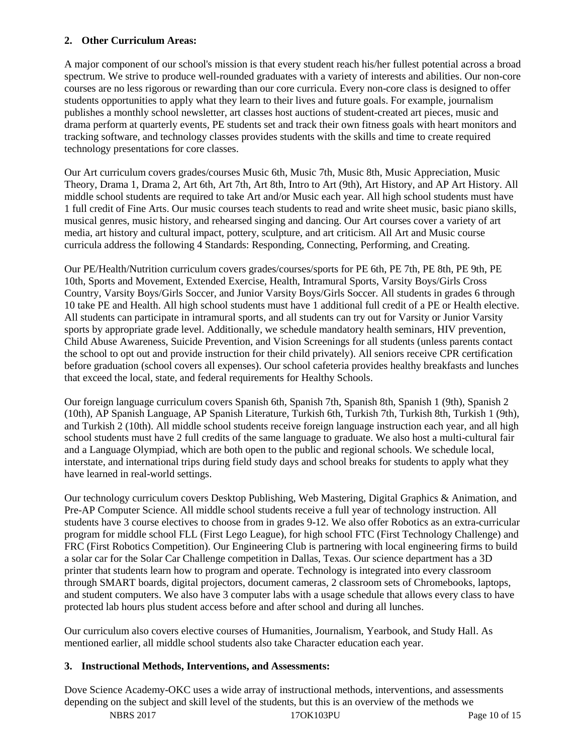**2. Other Curriculum Areas:**

A major component of our school's mission is that every student reach his/her fullest potential across a broad spectrum. We strive to produce well-rounded graduates with a variety of interests and abilities. Our non-core courses are no less rigorous or rewarding than our core curricula. Every non-core class is designed to offer students opportunities to apply what they learn to their lives and future goals. For example, journalism publishes a monthly school newsletter, art classes host auctions of student-created art pieces, music and drama perform at quarterly events, PE students set and track their own fitness goals with heart monitors and tracking software, and technology classes provides students with the skills and time to create required technology presentations for core classes.

Our Art curriculum covers grades/courses Music 6th, Music 7th, Music 8th, Music Appreciation, Music Theory, Drama 1, Drama 2, Art 6th, Art 7th, Art 8th, Intro to Art (9th), Art History, and AP Art History. All middle school students are required to take Art and/or Music each year. All high school students must have 1 full credit of Fine Arts. Our music courses teach students to read and write sheet music, basic piano skills, musical genres, music history, and rehearsed singing and dancing. Our Art courses cover a variety of art media, art history and cultural impact, pottery, sculpture, and art criticism. All Art and Music course curricula address the following 4 Standards: Responding, Connecting, Performing, and Creating.

Our PE/Health/Nutrition curriculum covers grades/courses/sports for PE 6th, PE 7th, PE 8th, PE 9th, PE 10th, Sports and Movement, Extended Exercise, Health, Intramural Sports, Varsity Boys/Girls Cross Country, Varsity Boys/Girls Soccer, and Junior Varsity Boys/Girls Soccer. All students in grades 6 through 10 take PE and Health. All high school students must have 1 additional full credit of a PE or Health elective. All students can participate in intramural sports, and all students can try out for Varsity or Junior Varsity sports by appropriate grade level. Additionally, we schedule mandatory health seminars, HIV prevention, Child Abuse Awareness, Suicide Prevention, and Vision Screenings for all students (unless parents contact the school to opt out and provide instruction for their child privately). All seniors receive CPR certification before graduation (school covers all expenses). Our school cafeteria provides healthy breakfasts and lunches that exceed the local, state, and federal requirements for Healthy Schools.

Our foreign language curriculum covers Spanish 6th, Spanish 7th, Spanish 8th, Spanish 1 (9th), Spanish 2 (10th), AP Spanish Language, AP Spanish Literature, Turkish 6th, Turkish 7th, Turkish 8th, Turkish 1 (9th), and Turkish 2 (10th). All middle school students receive foreign language instruction each year, and all high school students must have 2 full credits of the same language to graduate. We also host a multi-cultural fair and a Language Olympiad, which are both open to the public and regional schools. We schedule local, interstate, and international trips during field study days and school breaks for students to apply what they have learned in real-world settings.

Our technology curriculum covers Desktop Publishing, Web Mastering, Digital Graphics & Animation, and Pre-AP Computer Science. All middle school students receive a full year of technology instruction. All students have 3 course electives to choose from in grades 9-12. We also offer Robotics as an extra-curricular program for middle school FLL (First Lego League), for high school FTC (First Technology Challenge) and FRC (First Robotics Competition). Our Engineering Club is partnering with local engineering firms to build a solar car for the Solar Car Challenge competition in Dallas, Texas. Our science department has a 3D printer that students learn how to program and operate. Technology is integrated into every classroom through SMART boards, digital projectors, document cameras, 2 classroom sets of Chromebooks, laptops, and student computers. We also have 3 computer labs with a usage schedule that allows every class to have protected lab hours plus student access before and after school and during all lunches.

Our curriculum also covers elective courses of Humanities, Journalism, Yearbook, and Study Hall. As mentioned earlier, all middle school students also take Character education each year.

**3. Instructional Methods, Interventions, and Assessments:**

Dove Science Academy-OKC uses a wide array of instructional methods, interventions, and assessments depending on the subject and skill level of the students, but this is an overview of the methods we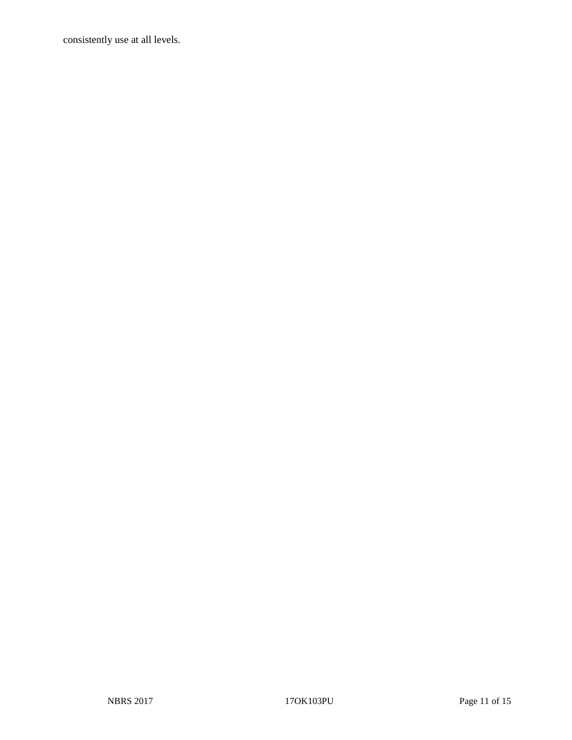consistently use at all levels.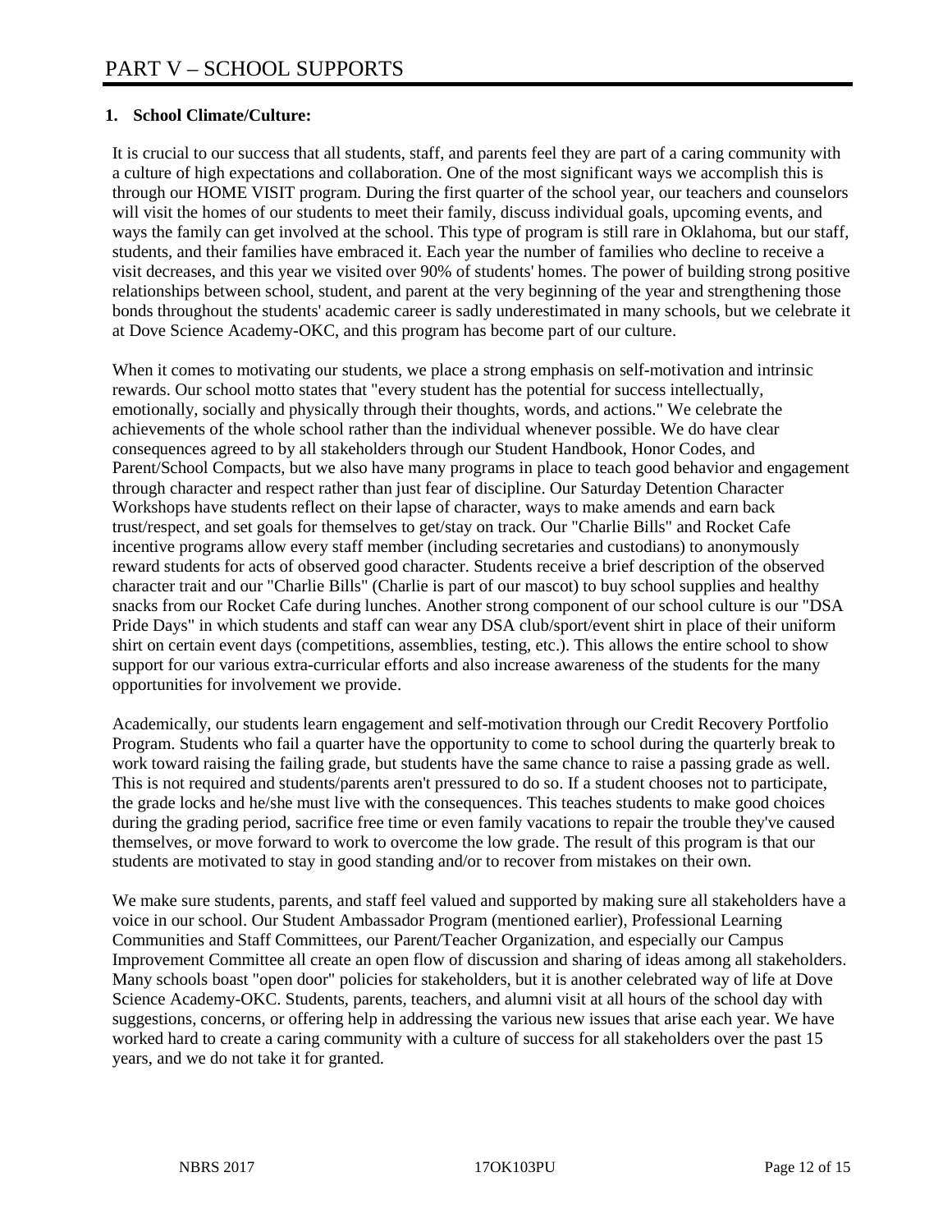# PART V – SCHOOL SUPPORTS

**1. School Climate/Culture:**

It is crucial to our success that all students, staff, and parents feel they are part of a caring community with a culture of high expectations and collaboration. One of the most significant ways we accomplish this is through our HOME VISIT program. During the first quarter of the school year, our teachers and counselors will visit the homes of our students to meet their family, discuss individual goals, upcoming events, and ways the family can get involved at the school. This type of program is still rare in Oklahoma, but our staff, students, and their families have embraced it. Each year the number of families who decline to receive a visit decreases, and this year we visited over 90% of students' homes. The power of building strong positive relationships between school, student, and parent at the very beginning of the year and strengthening those bonds throughout the students' academic career is sadly underestimated in many schools, but we celebrate it at Dove Science Academy-OKC, and this program has become part of our culture.

When it comes to motivating our students, we place a strong emphasis on self-motivation and intrinsic rewards. Our school motto states that "every student has the potential for success intellectually, emotionally, socially and physically through their thoughts, words, and actions." We celebrate the achievements of the whole school rather than the individual whenever possible. We do have clear consequences agreed to by all stakeholders through our Student Handbook, Honor Codes, and Parent/School Compacts, but we also have many programs in place to teach good behavior and engagement through character and respect rather than just fear of discipline. Our Saturday Detention Character Workshops have students reflect on their lapse of character, ways to make amends and earn back trust/respect, and set goals for themselves to get/stay on track. Our "Charlie Bills" and Rocket Cafe incentive programs allow every staff member (including secretaries and custodians) to anonymously reward students for acts of observed good character. Students receive a brief description of the observed character trait and our "Charlie Bills" (Charlie is part of our mascot) to buy school supplies and healthy snacks from our Rocket Cafe during lunches. Another strong component of our school culture is our "DSA Pride Days" in which students and staff can wear any DSA club/sport/event shirt in place of their uniform shirt on certain event days (competitions, assemblies, testing, etc.). This allows the entire school to show support for our various extra-curricular efforts and also increase awareness of the students for the many opportunities for involvement we provide.

Academically, our students learn engagement and self-motivation through our Credit Recovery Portfolio Program. Students who fail a quarter have the opportunity to come to school during the quarterly break to work toward raising the failing grade, but students have the same chance to raise a passing grade as well. This is not required and students/parents aren't pressured to do so. If a student chooses not to participate, the grade locks and he/she must live with the consequences. This teaches students to make good choices during the grading period, sacrifice free time or even family vacations to repair the trouble they've caused themselves, or move forward to work to overcome the low grade. The result of this program is that our students are motivated to stay in good standing and/or to recover from mistakes on their own.

We make sure students, parents, and staff feel valued and supported by making sure all stakeholders have a voice in our school. Our Student Ambassador Program (mentioned earlier), Professional Learning Communities and Staff Committees, our Parent/Teacher Organization, and especially our Campus Improvement Committee all create an open flow of discussion and sharing of ideas among all stakeholders. Many schools boast "open door" policies for stakeholders, but it is another celebrated way of life at Dove Science Academy-OKC. Students, parents, teachers, and alumni visit at all hours of the school day with suggestions, concerns, or offering help in addressing the various new issues that arise each year. We have worked hard to create a caring community with a culture of success for all stakeholders over the past 15 years, and we do not take it for granted.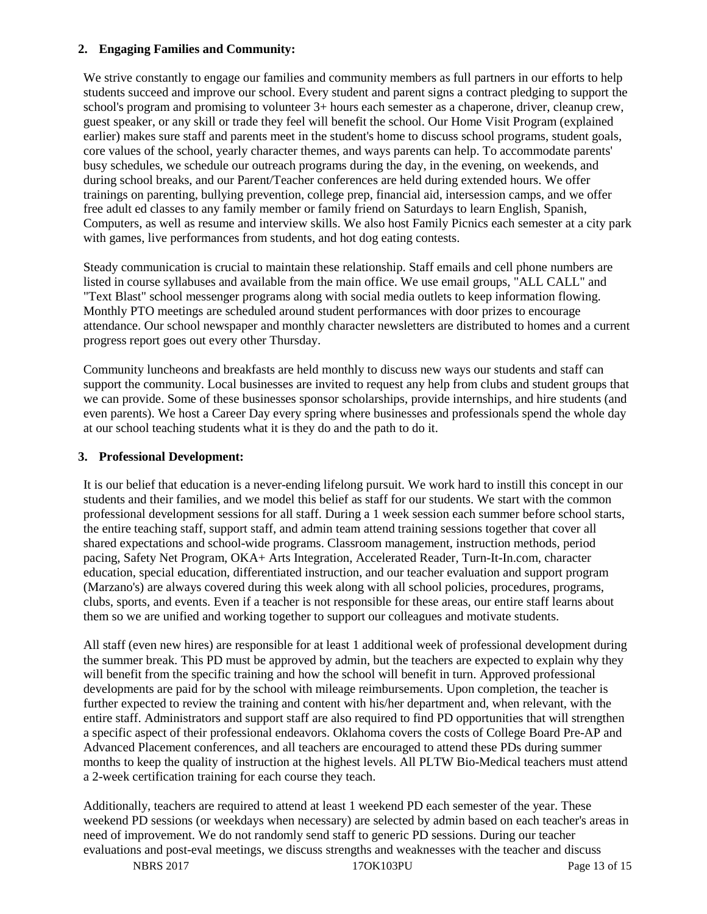**2. Engaging Families and Community:**

We strive constantly to engage our families and community members as full partners in our efforts to help students succeed and improve our school. Every student and parent signs a contract pledging to support the school's program and promising to volunteer 3+ hours each semester as a chaperone, driver, cleanup crew, guest speaker, or any skill or trade they feel will benefit the school. Our Home Visit Program (explained earlier) makes sure staff and parents meet in the student's home to discuss school programs, student goals, core values of the school, yearly character themes, and ways parents can help. To accommodate parents' busy schedules, we schedule our outreach programs during the day, in the evening, on weekends, and during school breaks, and our Parent/Teacher conferences are held during extended hours. We offer trainings on parenting, bullying prevention, college prep, financial aid, intersession camps, and we offer free adult ed classes to any family member or family friend on Saturdays to learn English, Spanish, Computers, as well as resume and interview skills. We also host Family Picnics each semester at a city park with games, live performances from students, and hot dog eating contests.

Steady communication is crucial to maintain these relationship. Staff emails and cell phone numbers are listed in course syllabuses and available from the main office. We use email groups, "ALL CALL" and "Text Blast" school messenger programs along with social media outlets to keep information flowing. Monthly PTO meetings are scheduled around student performances with door prizes to encourage attendance. Our school newspaper and monthly character newsletters are distributed to homes and a current progress report goes out every other Thursday.

Community luncheons and breakfasts are held monthly to discuss new ways our students and staff can support the community. Local businesses are invited to request any help from clubs and student groups that we can provide. Some of these businesses sponsor scholarships, provide internships, and hire students (and even parents). We host a Career Day every spring where businesses and professionals spend the whole day at our school teaching students what it is they do and the path to do it.

**3. Professional Development:**

It is our belief that education is a never-ending lifelong pursuit. We work hard to instill this concept in our students and their families, and we model this belief as staff for our students. We start with the common professional development sessions for all staff. During a 1 week session each summer before school starts, the entire teaching staff, support staff, and admin team attend training sessions together that cover all shared expectations and school-wide programs. Classroom management, instruction methods, period pacing, Safety Net Program, OKA+ Arts Integration, Accelerated Reader, Turn-It-In.com, character education, special education, differentiated instruction, and our teacher evaluation and support program (Marzano's) are always covered during this week along with all school policies, procedures, programs, clubs, sports, and events. Even if a teacher is not responsible for these areas, our entire staff learns about them so we are unified and working together to support our colleagues and motivate students.

All staff (even new hires) are responsible for at least 1 additional week of professional development during the summer break. This PD must be approved by admin, but the teachers are expected to explain why they will benefit from the specific training and how the school will benefit in turn. Approved professional developments are paid for by the school with mileage reimbursements. Upon completion, the teacher is further expected to review the training and content with his/her department and, when relevant, with the entire staff. Administrators and support staff are also required to find PD opportunities that will strengthen a specific aspect of their professional endeavors. Oklahoma covers the costs of College Board Pre-AP and Advanced Placement conferences, and all teachers are encouraged to attend these PDs during summer months to keep the quality of instruction at the highest levels. All PLTW Bio-Medical teachers must attend a 2-week certification training for each course they teach.

Additionally, teachers are required to attend at least 1 weekend PD each semester of the year. These weekend PD sessions (or weekdays when necessary) are selected by admin based on each teacher's areas in need of improvement. We do not randomly send staff to generic PD sessions. During our teacher evaluations and post-eval meetings, we discuss strengths and weaknesses with the teacher and discuss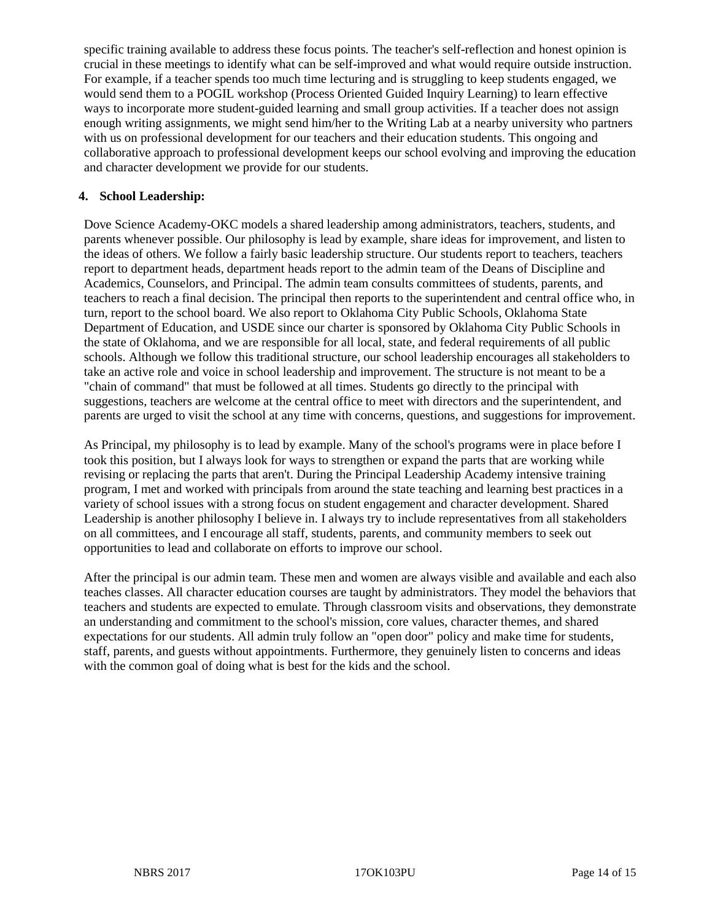specific training available to address these focus points. The teacher's self-reflection and honest opinion is crucial in these meetings to identify what can be self-improved and what would require outside instruction. For example, if a teacher spends too much time lecturing and is struggling to keep students engaged, we would send them to a POGIL workshop (Process Oriented Guided Inquiry Learning) to learn effective ways to incorporate more student-guided learning and small group activities. If a teacher does not assign enough writing assignments, we might send him/her to the Writing Lab at a nearby university who partners with us on professional development for our teachers and their education students. This ongoing and collaborative approach to professional development keeps our school evolving and improving the education and character development we provide for our students.

**4. School Leadership:**

Dove Science Academy-OKC models a shared leadership among administrators, teachers, students, and parents whenever possible. Our philosophy is lead by example, share ideas for improvement, and listen to the ideas of others. We follow a fairly basic leadership structure. Our students report to teachers, teachers report to department heads, department heads report to the admin team of the Deans of Discipline and Academics, Counselors, and Principal. The admin team consults committees of students, parents, and teachers to reach a final decision. The principal then reports to the superintendent and central office who, in turn, report to the school board. We also report to Oklahoma City Public Schools, Oklahoma State Department of Education, and USDE since our charter is sponsored by Oklahoma City Public Schools in the state of Oklahoma, and we are responsible for all local, state, and federal requirements of all public schools. Although we follow this traditional structure, our school leadership encourages all stakeholders to take an active role and voice in school leadership and improvement. The structure is not meant to be a "chain of command" that must be followed at all times. Students go directly to the principal with suggestions, teachers are welcome at the central office to meet with directors and the superintendent, and parents are urged to visit the school at any time with concerns, questions, and suggestions for improvement.

As Principal, my philosophy is to lead by example. Many of the school's programs were in place before I took this position, but I always look for ways to strengthen or expand the parts that are working while revising or replacing the parts that aren't. During the Principal Leadership Academy intensive training program, I met and worked with principals from around the state teaching and learning best practices in a variety of school issues with a strong focus on student engagement and character development. Shared Leadership is another philosophy I believe in. I always try to include representatives from all stakeholders on all committees, and I encourage all staff, students, parents, and community members to seek out opportunities to lead and collaborate on efforts to improve our school.

After the principal is our admin team. These men and women are always visible and available and each also teaches classes. All character education courses are taught by administrators. They model the behaviors that teachers and students are expected to emulate. Through classroom visits and observations, they demonstrate an understanding and commitment to the school's mission, core values, character themes, and shared expectations for our students. All admin truly follow an "open door" policy and make time for students, staff, parents, and guests without appointments. Furthermore, they genuinely listen to concerns and ideas with the common goal of doing what is best for the kids and the school.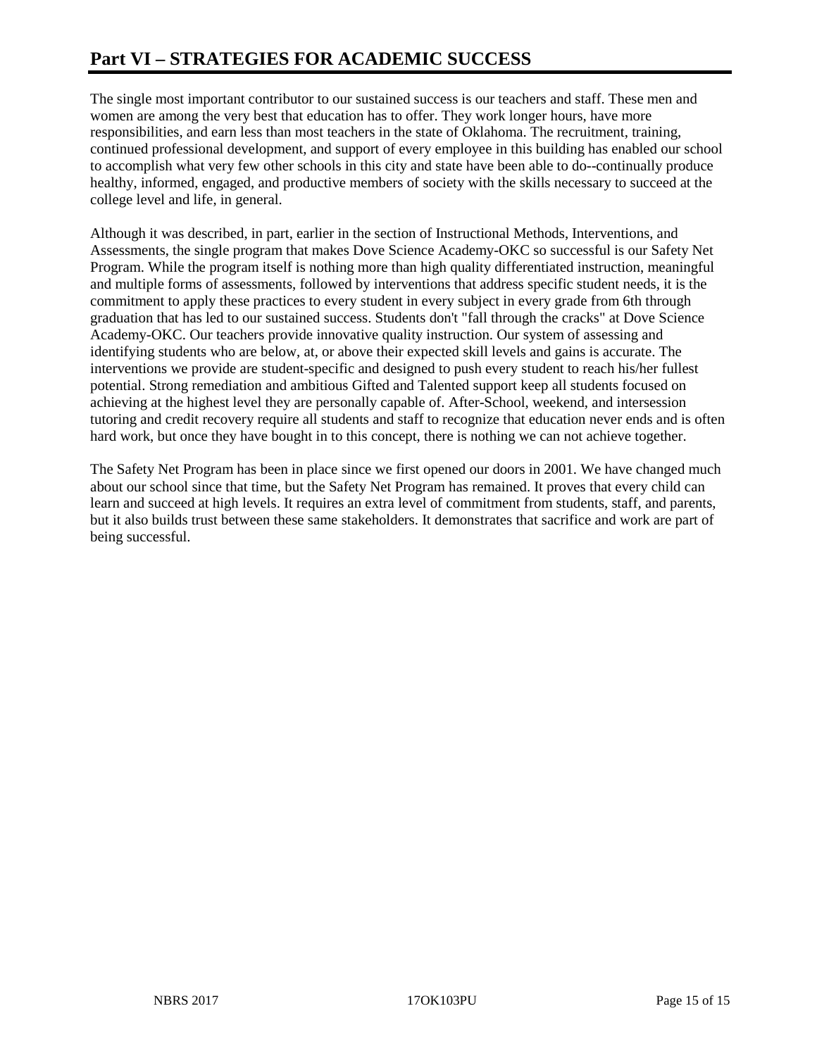# Part VI – STRATEGIES FOR ACADEMIC SUCCESS

The single most important contributor to our sustained success is our teachers and staff. These men and women are among the very best that education has to offer. They work longer hours, have more responsibilities, and earn less than most teachers in the state of Oklahoma. The recruitment, training, continued professional development, and support of every employee in this building has enabled our school to accomplish what very few other schools in this city and state have been able to do--continually produce healthy, informed, engaged, and productive members of society with the skills necessary to succeed at the college level and life, in general.

Although it was described, in part, earlier in the section of Instructional Methods, Interventions, and Assessments, the single program that makes Dove Science Academy-OKC so successful is our Safety Net Program. While the program itself is nothing more than high quality differentiated instruction, meaningful and multiple forms of assessments, followed by interventions that address specific student needs, it is the commitment to apply these practices to every student in every subject in every grade from 6th through graduation that has led to our sustained success. Students don't "fall through the cracks" at Dove Science Academy-OKC. Our teachers provide innovative quality instruction. Our system of assessing and identifying students who are below, at, or above their expected skill levels and gains is accurate. The interventions we provide are student-specific and designed to push every student to reach his/her fullest potential. Strong remediation and ambitious Gifted and Talented support keep all students focused on achieving at the highest level they are personally capable of. After-School, weekend, and intersession tutoring and credit recovery require all students and staff to recognize that education never ends and is often hard work, but once they have bought in to this concept, there is nothing we can not achieve together.

The Safety Net Program has been in place since we first opened our doors in 2001. We have changed much about our school since that time, but the Safety Net Program has remained. It proves that every child can learn and succeed at high levels. It requires an extra level of commitment from students, staff, and parents, but it also builds trust between these same stakeholders. It demonstrates that sacrifice and work are part of being successful.